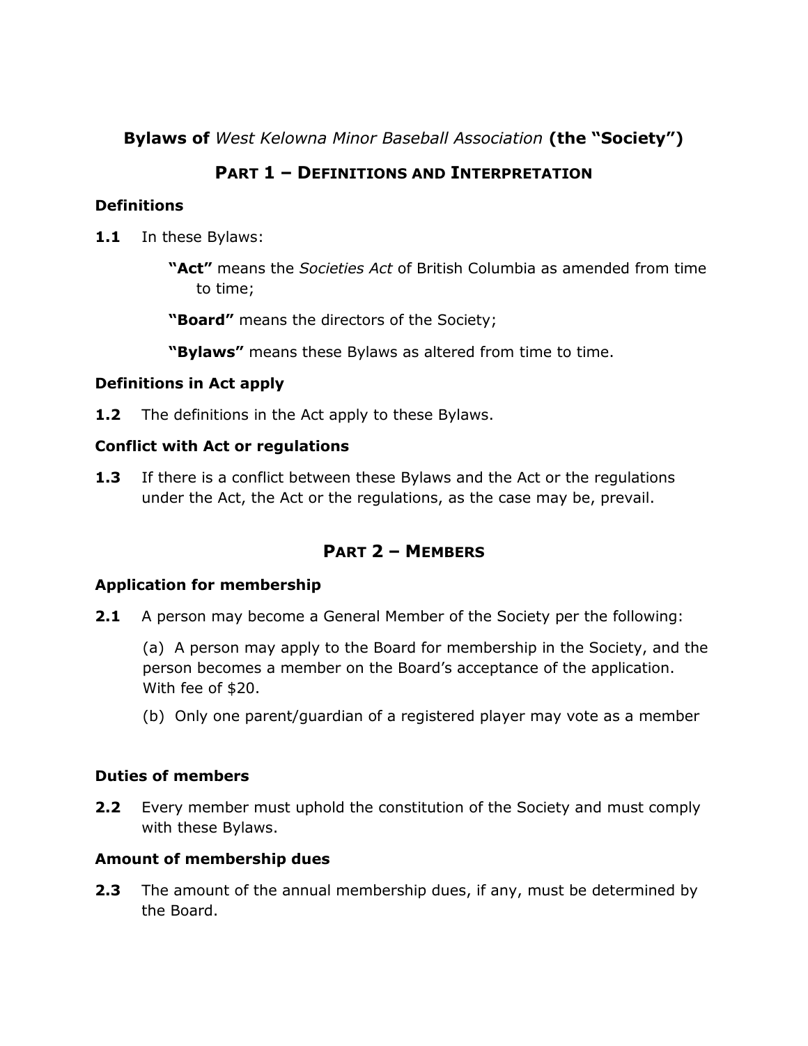# **Bylaws of** *West Kelowna Minor Baseball Association* **(the "Society")**

## PART 1 – DEFINITIONS AND INTERPRETATION

### Definitions

**1.1** In these Bylaws:

**"Act"** means the *Societies Act* of British Columbia as amended from time to time;

**"Board"** means the directors of the Society;

**"Bylaws"** means these Bylaws as altered from time to time.

### Definitions in Act apply

**1.2** The definitions in the Act apply to these Bylaws.

### Conflict with Act or regulations

**1.3** If there is a conflict between these Bylaws and the Act or the regulations under the Act, the Act or the regulations, as the case may be, prevail.

## PART 2 – MEMBERS

### Application for membership

**2.1** A person may become a General Member of the Society per the following:

(a) A person may apply to the Board for membership in the Society, and the person becomes a member on the Board's acceptance of the application. With fee of $20.

(b) Only one parent/guardian of a registered player may vote as a member

### Duties of members

**2.2** Every member must uphold the constitution of the Society and must comply with these Bylaws.

### Amount of membership dues

**2.3** The amount of the annual membership dues, if any, must be determined by the Board.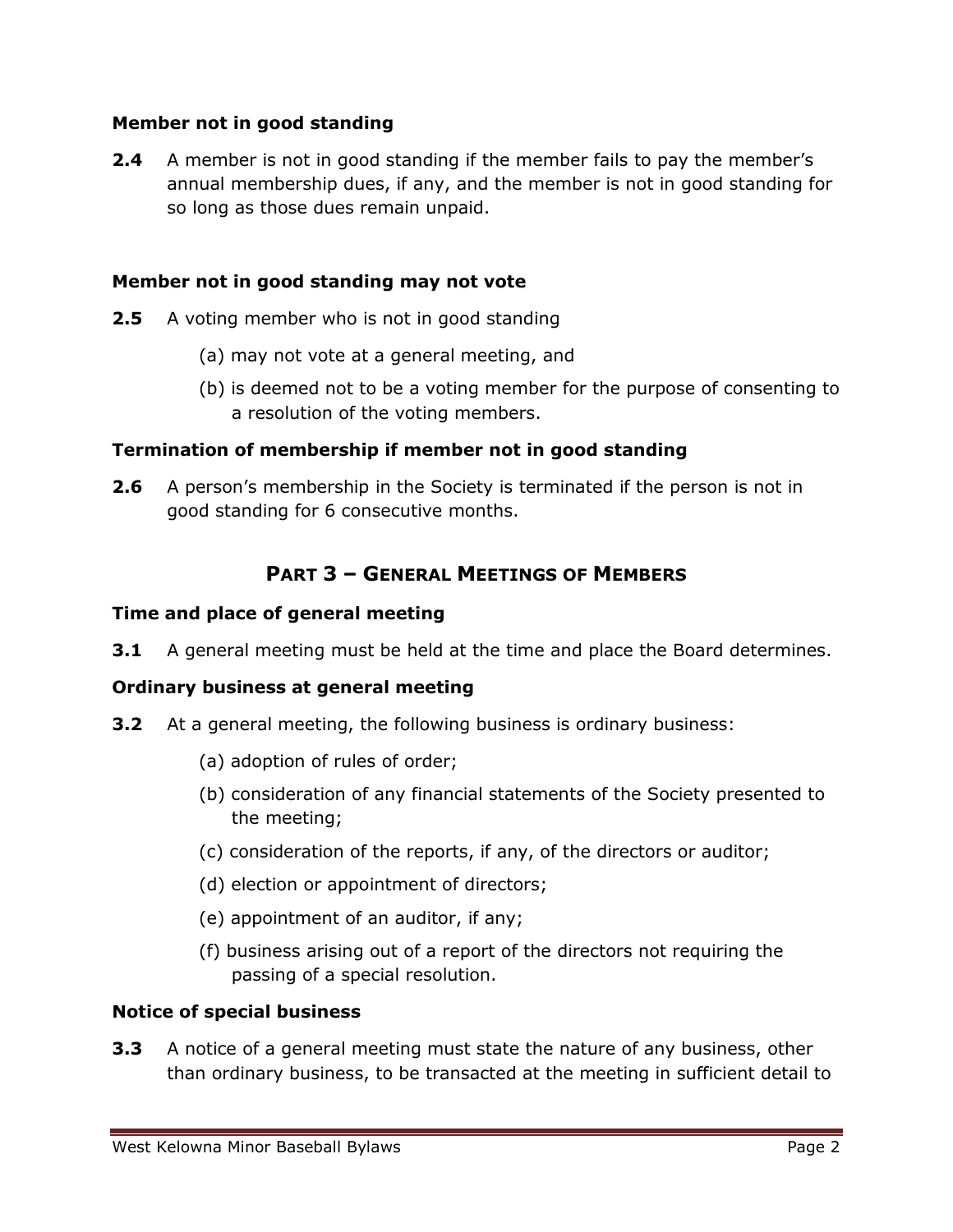**Member not in good standing**

**2.4** A member is not in good standing if the member fails to pay the member's annual membership dues, if any, and the member is not in good standing for so long as those dues remain unpaid.

**Member not in good standing may not vote**

**2.5** A voting member who is not in good standing

(a) may not vote at a general meeting, and

(b) is deemed not to be a voting member for the purpose of consenting to a resolution of the voting members.

**Termination of membership if member not in good standing**

**2.6** A person's membership in the Society is terminated if the person is not in good standing for 6 consecutive months.

## PART 3 – GENERAL MEETINGS OF MEMBERS

**Time and place of general meeting**

**3.1** A general meeting must be held at the time and place the Board determines.

**Ordinary business at general meeting**

**3.2** At a general meeting, the following business is ordinary business:

(a) adoption of rules of order;

(b) consideration of any financial statements of the Society presented to the meeting;

(c) consideration of the reports, if any, of the directors or auditor;

(d) election or appointment of directors;

(e) appointment of an auditor, if any;

(f) business arising out of a report of the directors not requiring the passing of a special resolution.

**Notice of special business**

**3.3** A notice of a general meeting must state the nature of any business, other than ordinary business, to be transacted at the meeting in sufficient detail to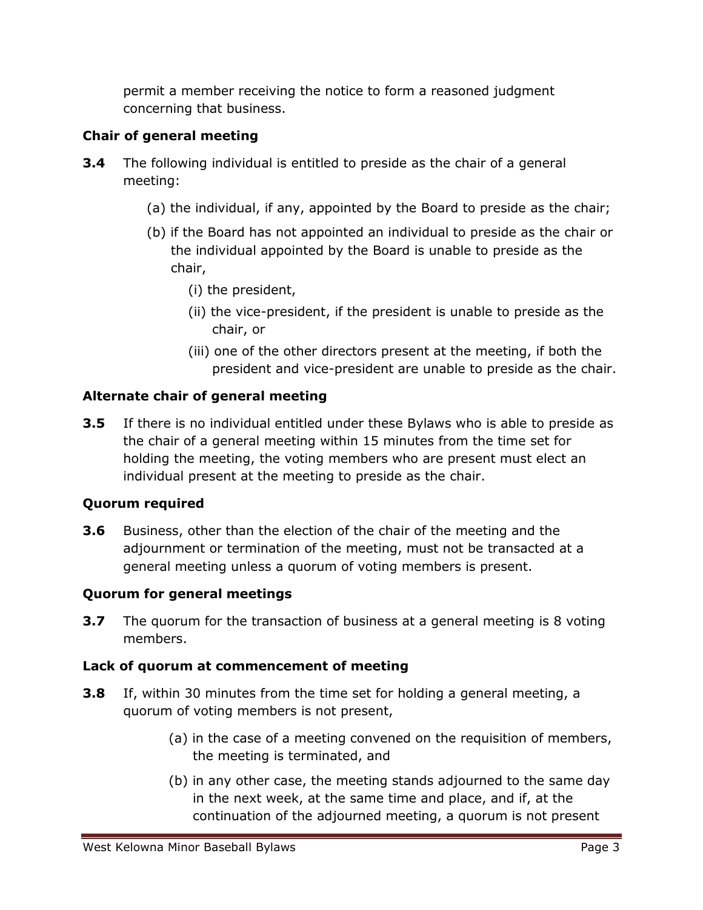permit a member receiving the notice to form a reasoned judgment concerning that business.

**Chair of general meeting**

**3.4** The following individual is entitled to preside as the chair of a general meeting:

(a) the individual, if any, appointed by the Board to preside as the chair;

(b) if the Board has not appointed an individual to preside as the chair or the individual appointed by the Board is unable to preside as the chair,

(i) the president,

(ii) the vice-president, if the president is unable to preside as the chair, or

(iii) one of the other directors present at the meeting, if both the president and vice-president are unable to preside as the chair.

**Alternate chair of general meeting**

**3.5** If there is no individual entitled under these Bylaws who is able to preside as the chair of a general meeting within 15 minutes from the time set for holding the meeting, the voting members who are present must elect an individual present at the meeting to preside as the chair.

**Quorum required**

**3.6** Business, other than the election of the chair of the meeting and the adjournment or termination of the meeting, must not be transacted at a general meeting unless a quorum of voting members is present.

**Quorum for general meetings**

**3.7** The quorum for the transaction of business at a general meeting is 8 voting members.

**Lack of quorum at commencement of meeting**

**3.8** If, within 30 minutes from the time set for holding a general meeting, a quorum of voting members is not present,

(a) in the case of a meeting convened on the requisition of members, the meeting is terminated, and

(b) in any other case, the meeting stands adjourned to the same day in the next week, at the same time and place, and if, at the continuation of the adjourned meeting, a quorum is not present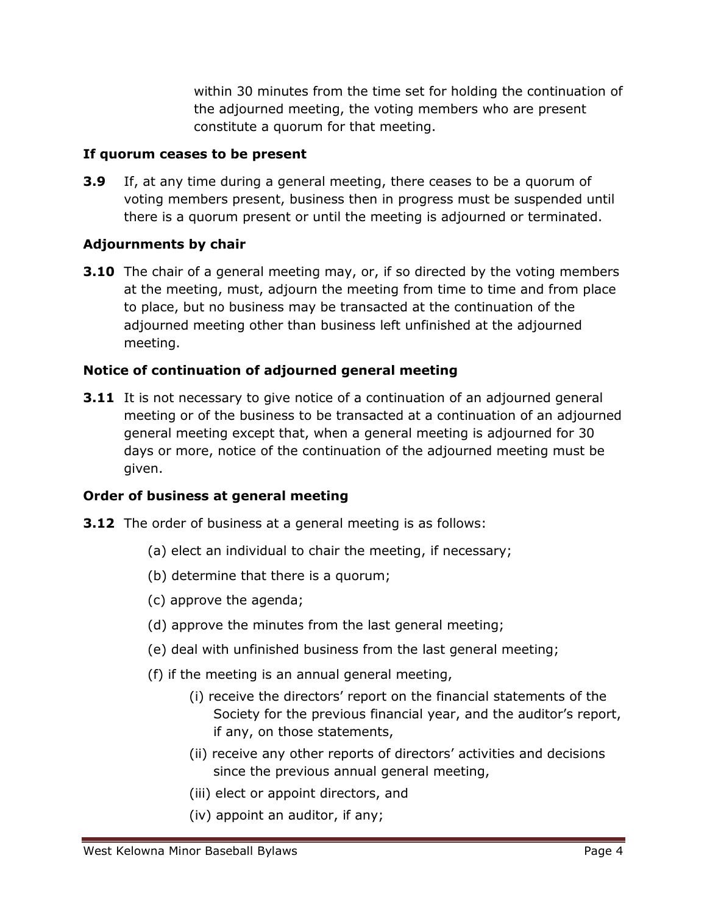within 30 minutes from the time set for holding the continuation of the adjourned meeting, the voting members who are present constitute a quorum for that meeting.

**If quorum ceases to be present**

**3.9** If, at any time during a general meeting, there ceases to be a quorum of voting members present, business then in progress must be suspended until there is a quorum present or until the meeting is adjourned or terminated.

**Adjournments by chair**

**3.10** The chair of a general meeting may, or, if so directed by the voting members at the meeting, must, adjourn the meeting from time to time and from place to place, but no business may be transacted at the continuation of the adjourned meeting other than business left unfinished at the adjourned meeting.

**Notice of continuation of adjourned general meeting**

**3.11** It is not necessary to give notice of a continuation of an adjourned general meeting or of the business to be transacted at a continuation of an adjourned general meeting except that, when a general meeting is adjourned for 30 days or more, notice of the continuation of the adjourned meeting must be given.

**Order of business at general meeting**

**3.12** The order of business at a general meeting is as follows:

(a) elect an individual to chair the meeting, if necessary;

(b) determine that there is a quorum;

(c) approve the agenda;

(d) approve the minutes from the last general meeting;

(e) deal with unfinished business from the last general meeting;

(f) if the meeting is an annual general meeting,

(i) receive the directors' report on the financial statements of the Society for the previous financial year, and the auditor's report, if any, on those statements,

(ii) receive any other reports of directors' activities and decisions since the previous annual general meeting,

(iii) elect or appoint directors, and

(iv) appoint an auditor, if any;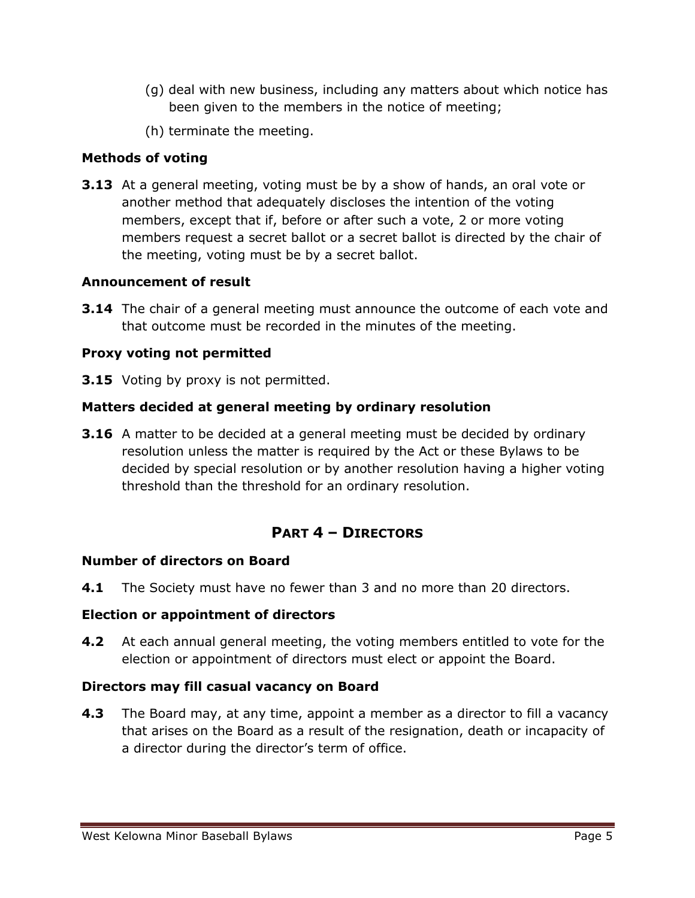(g) deal with new business, including any matters about which notice has been given to the members in the notice of meeting;

(h) terminate the meeting.

**Methods of voting**

**3.13** At a general meeting, voting must be by a show of hands, an oral vote or another method that adequately discloses the intention of the voting members, except that if, before or after such a vote, 2 or more voting members request a secret ballot or a secret ballot is directed by the chair of the meeting, voting must be by a secret ballot.

**Announcement of result**

**3.14** The chair of a general meeting must announce the outcome of each vote and that outcome must be recorded in the minutes of the meeting.

**Proxy voting not permitted**

**3.15** Voting by proxy is not permitted.

**Matters decided at general meeting by ordinary resolution**

**3.16** A matter to be decided at a general meeting must be decided by ordinary resolution unless the matter is required by the Act or these Bylaws to be decided by special resolution or by another resolution having a higher voting threshold than the threshold for an ordinary resolution.

## PART 4 – DIRECTORS

**Number of directors on Board**

**4.1** The Society must have no fewer than 3 and no more than 20 directors.

**Election or appointment of directors**

**4.2** At each annual general meeting, the voting members entitled to vote for the election or appointment of directors must elect or appoint the Board.

**Directors may fill casual vacancy on Board**

**4.3** The Board may, at any time, appoint a member as a director to fill a vacancy that arises on the Board as a result of the resignation, death or incapacity of a director during the director's term of office.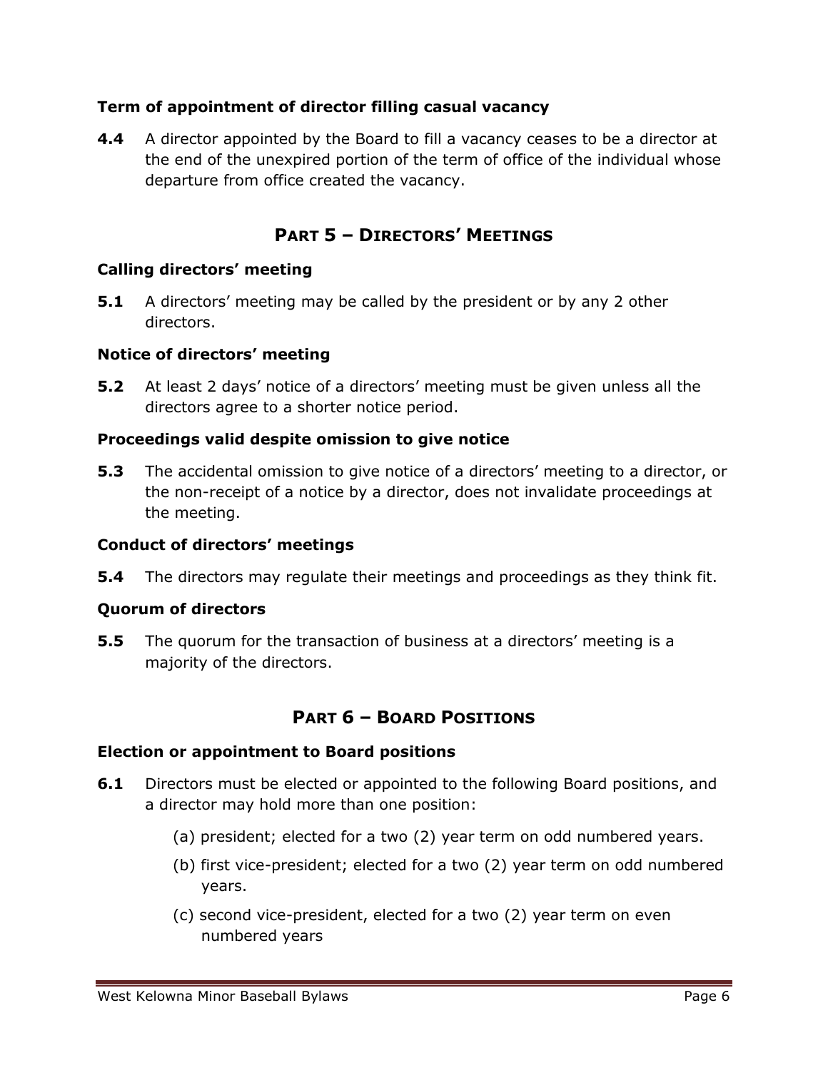### Term of appointment of director filling casual vacancy

**4.4** A director appointed by the Board to fill a vacancy ceases to be a director at the end of the unexpired portion of the term of office of the individual whose departure from office created the vacancy.

## PART 5 – DIRECTORS' MEETINGS

### Calling directors' meeting

**5.1** A directors' meeting may be called by the president or by any 2 other directors.

### Notice of directors' meeting

**5.2** At least 2 days' notice of a directors' meeting must be given unless all the directors agree to a shorter notice period.

### Proceedings valid despite omission to give notice

**5.3** The accidental omission to give notice of a directors' meeting to a director, or the non-receipt of a notice by a director, does not invalidate proceedings at the meeting.

### Conduct of directors' meetings

**5.4** The directors may regulate their meetings and proceedings as they think fit.

### Quorum of directors

**5.5** The quorum for the transaction of business at a directors' meeting is a majority of the directors.

## PART 6 – BOARD POSITIONS

### Election or appointment to Board positions

**6.1** Directors must be elected or appointed to the following Board positions, and a director may hold more than one position:

(a) president; elected for a two (2) year term on odd numbered years.

(b) first vice-president; elected for a two (2) year term on odd numbered years.

(c) second vice-president, elected for a two (2) year term on even numbered years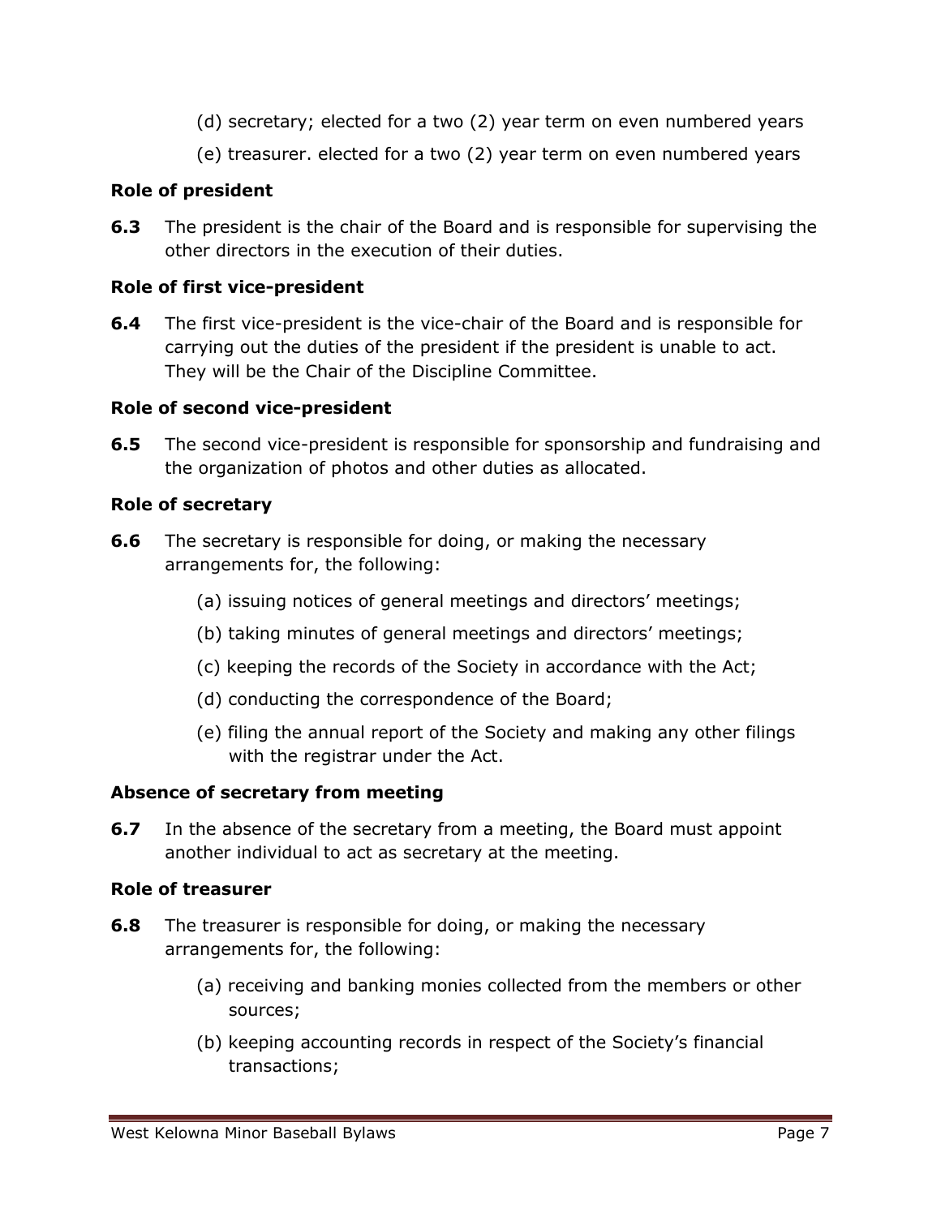(d) secretary; elected for a two (2) year term on even numbered years

(e) treasurer. elected for a two (2) year term on even numbered years

**Role of president**

**6.3** The president is the chair of the Board and is responsible for supervising the other directors in the execution of their duties.

**Role of first vice-president**

**6.4** The first vice-president is the vice-chair of the Board and is responsible for carrying out the duties of the president if the president is unable to act. They will be the Chair of the Discipline Committee.

**Role of second vice-president**

**6.5** The second vice-president is responsible for sponsorship and fundraising and the organization of photos and other duties as allocated.

**Role of secretary**

**6.6** The secretary is responsible for doing, or making the necessary arrangements for, the following:

(a) issuing notices of general meetings and directors' meetings;

(b) taking minutes of general meetings and directors' meetings;

(c) keeping the records of the Society in accordance with the Act;

(d) conducting the correspondence of the Board;

(e) filing the annual report of the Society and making any other filings with the registrar under the Act.

**Absence of secretary from meeting**

**6.7** In the absence of the secretary from a meeting, the Board must appoint another individual to act as secretary at the meeting.

**Role of treasurer**

**6.8** The treasurer is responsible for doing, or making the necessary arrangements for, the following:

(a) receiving and banking monies collected from the members or other sources;

(b) keeping accounting records in respect of the Society's financial transactions;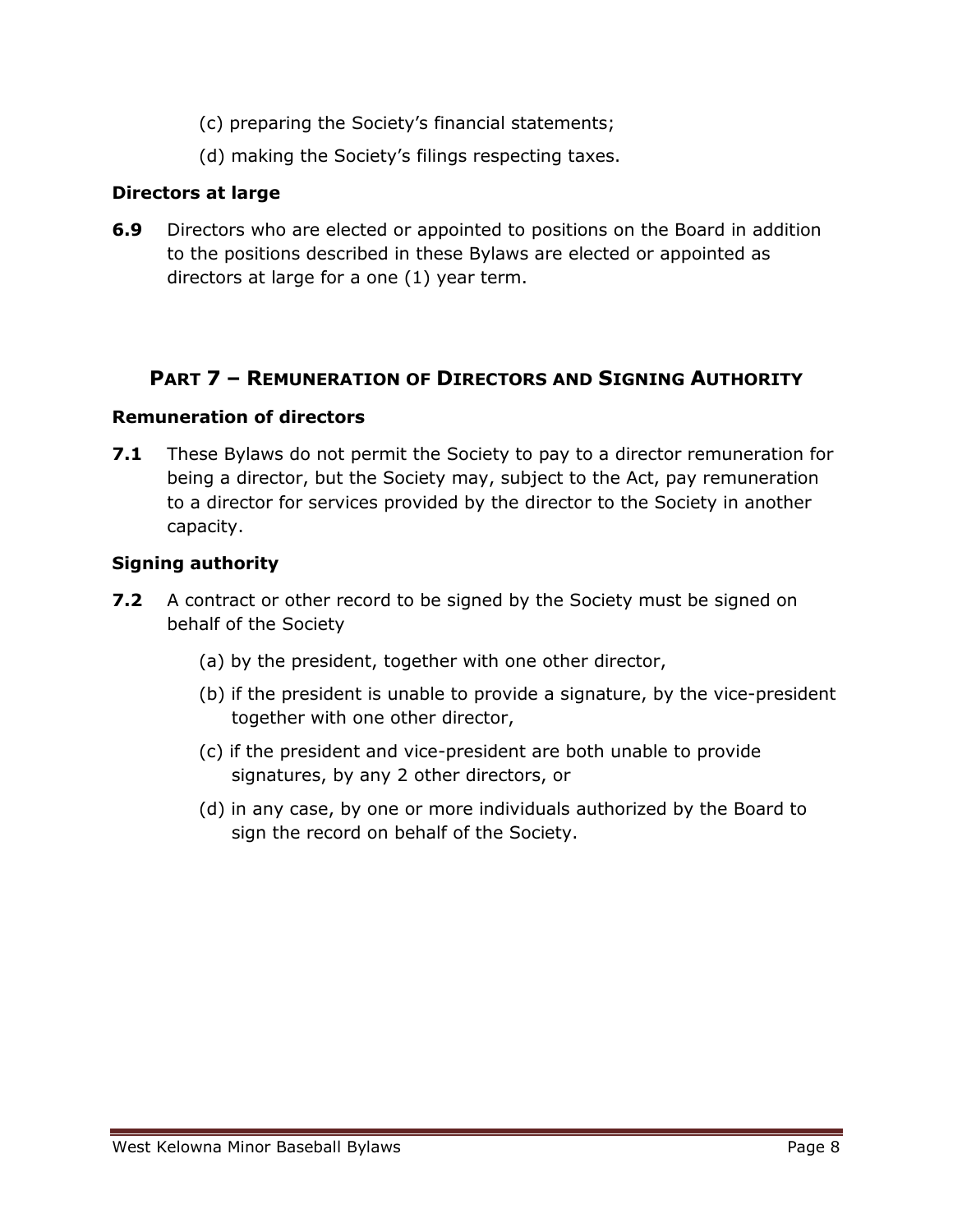(c) preparing the Society's financial statements;

(d) making the Society's filings respecting taxes.

**Directors at large**

**6.9** Directors who are elected or appointed to positions on the Board in addition to the positions described in these Bylaws are elected or appointed as directors at large for a one (1) year term.

## PART 7 – REMUNERATION OF DIRECTORS AND SIGNING AUTHORITY

**Remuneration of directors**

**7.1** These Bylaws do not permit the Society to pay to a director remuneration for being a director, but the Society may, subject to the Act, pay remuneration to a director for services provided by the director to the Society in another capacity.

**Signing authority**

**7.2** A contract or other record to be signed by the Society must be signed on behalf of the Society

(a) by the president, together with one other director,

(b) if the president is unable to provide a signature, by the vice-president together with one other director,

(c) if the president and vice-president are both unable to provide signatures, by any 2 other directors, or

(d) in any case, by one or more individuals authorized by the Board to sign the record on behalf of the Society.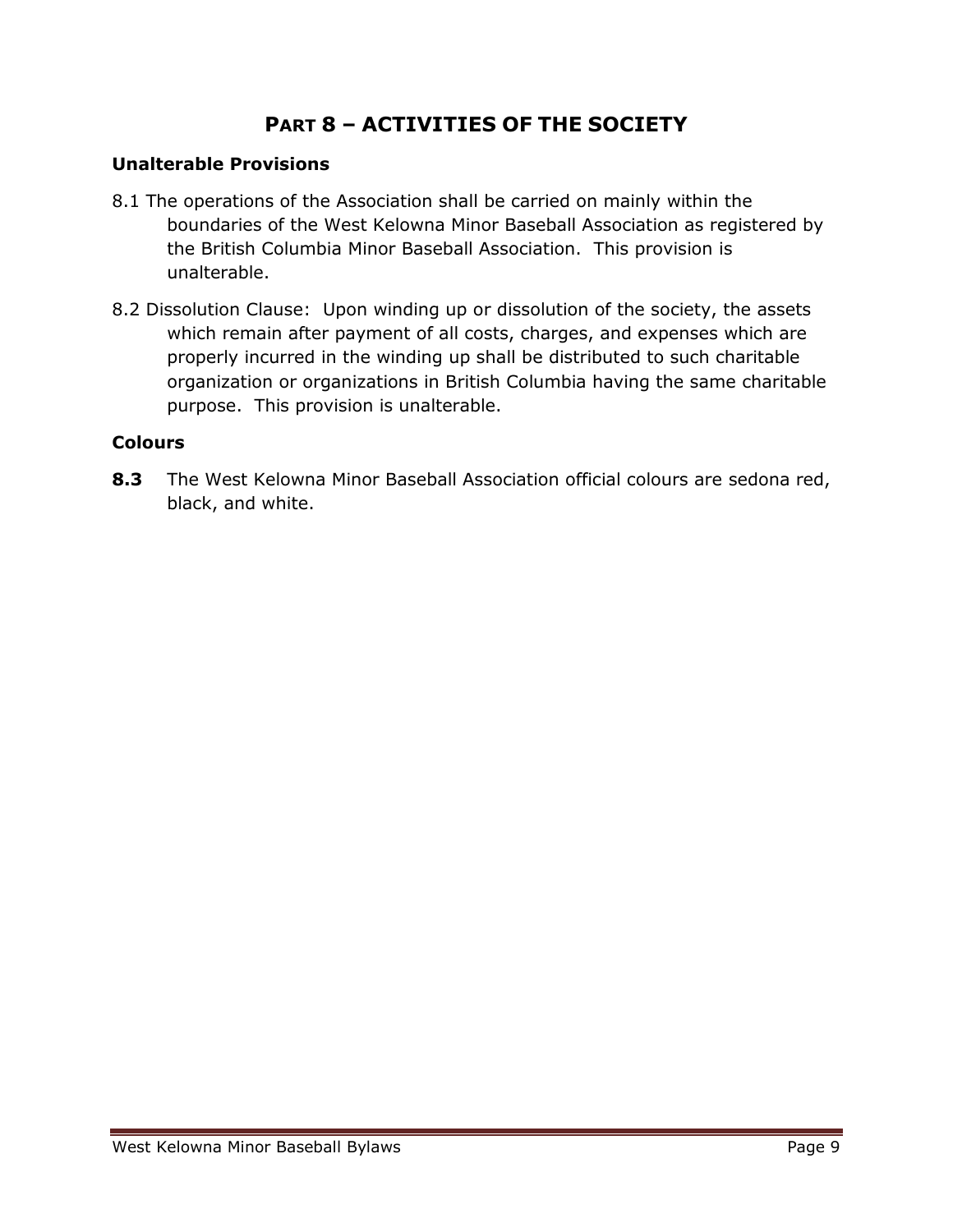# PART 8 – ACTIVITIES OF THE SOCIETY

### Unalterable Provisions

8.1 The operations of the Association shall be carried on mainly within the boundaries of the West Kelowna Minor Baseball Association as registered by the British Columbia Minor Baseball Association. This provision is unalterable.

8.2 Dissolution Clause: Upon winding up or dissolution of the society, the assets which remain after payment of all costs, charges, and expenses which are properly incurred in the winding up shall be distributed to such charitable organization or organizations in British Columbia having the same charitable purpose. This provision is unalterable.

### Colours

**8.3** The West Kelowna Minor Baseball Association official colours are sedona red, black, and white.